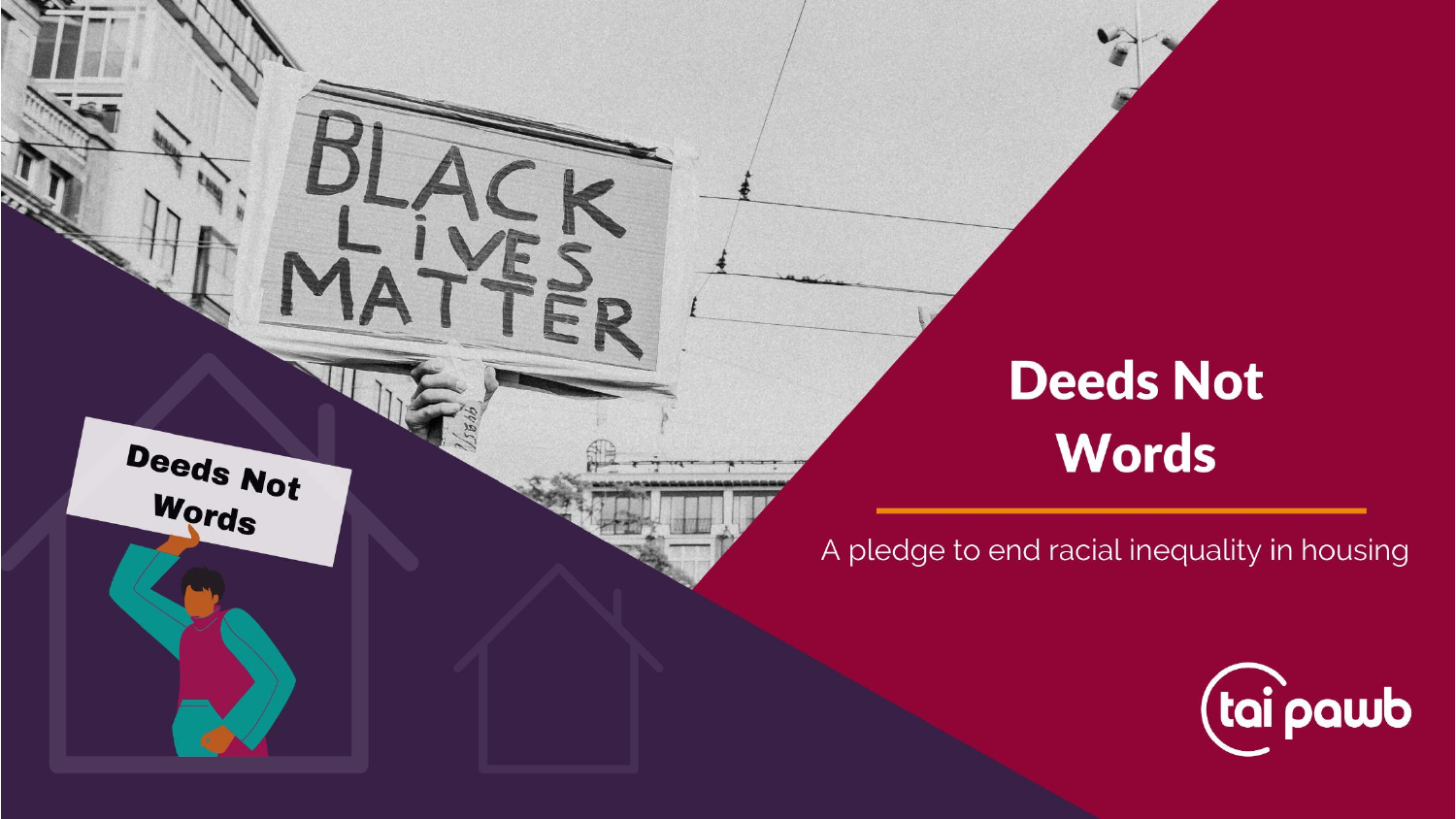# Deeds Not Words

A pledge to end racial inequality in housing

tai pawb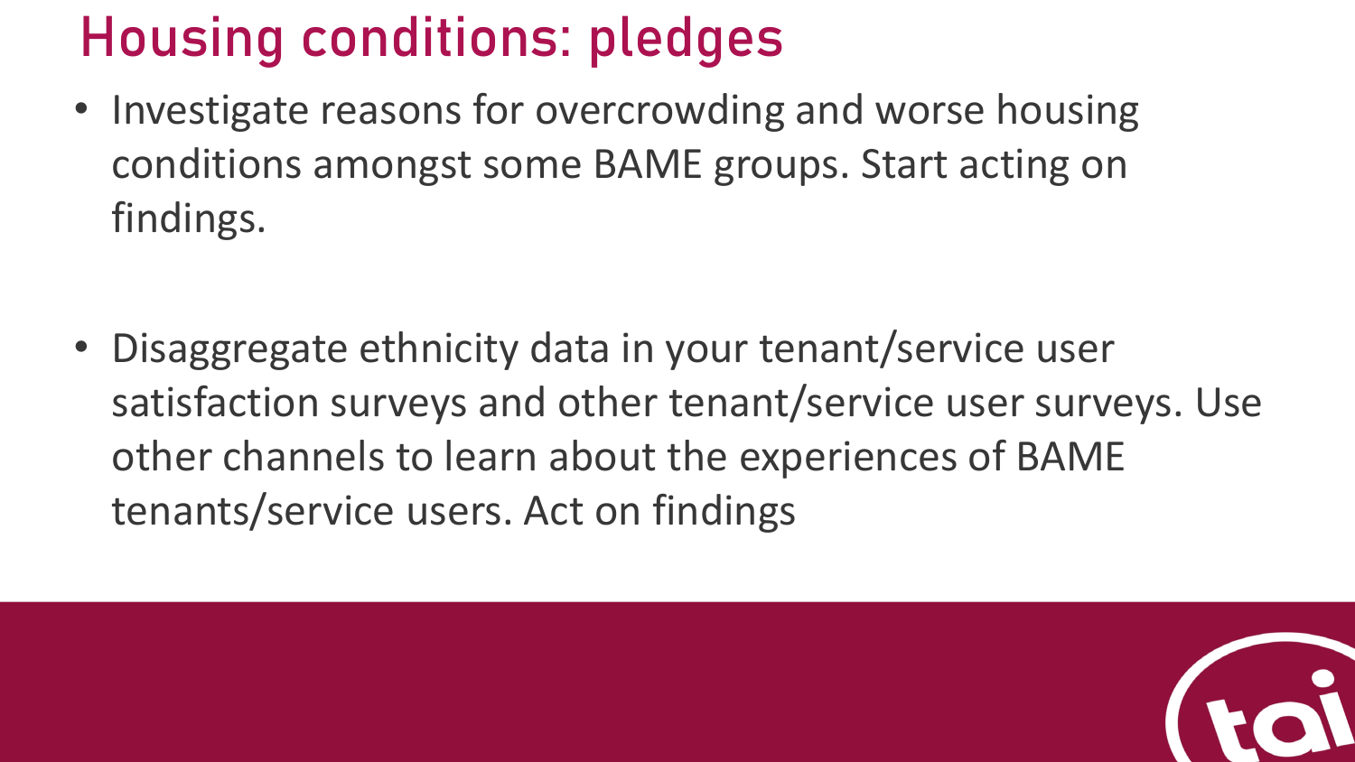# Housing conditions: pledges

- Investigate reasons for overcrowding and worse housing conditions amongst some BAME groups. Start acting on findings.

- Disaggregate ethnicity data in your tenant/service user satisfaction surveys and other tenant/service user surveys. Use other channels to learn about the experiences of BAME tenants/service users. Act on findings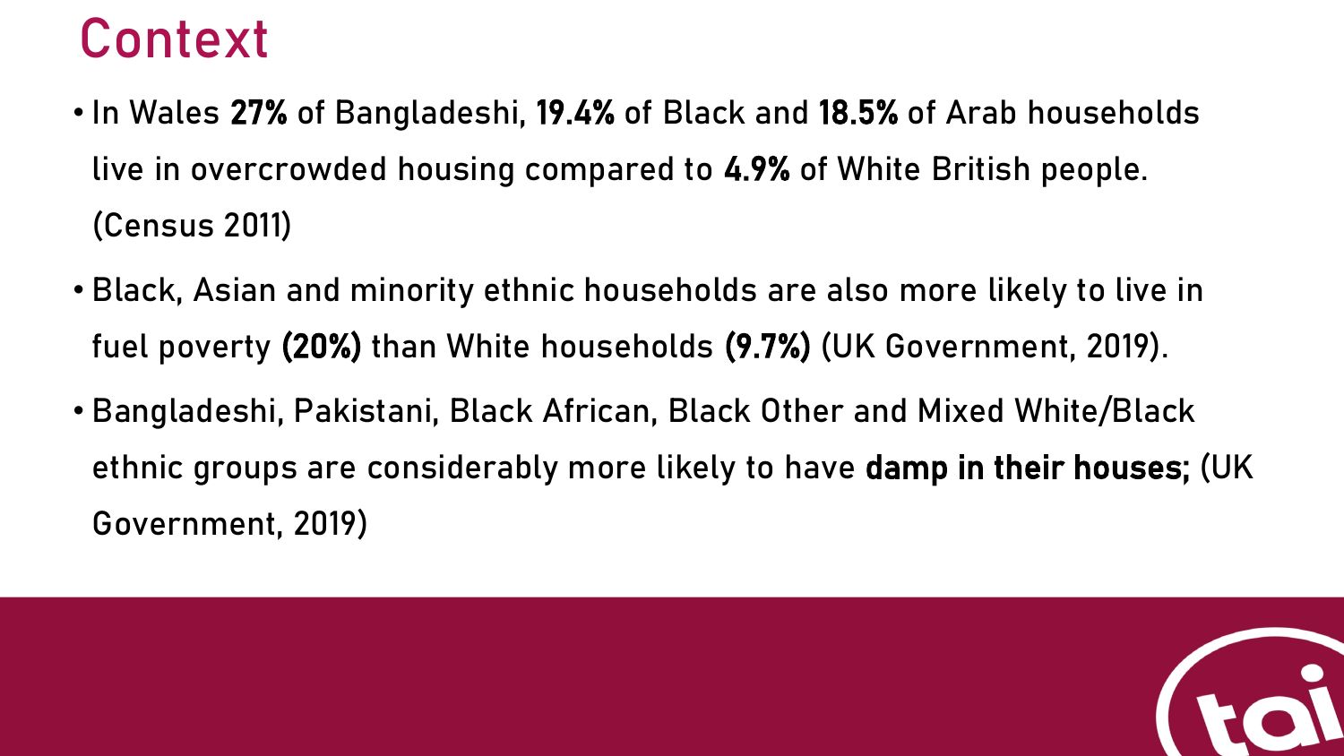# Context

- In Wales **27%** of Bangladeshi, **19.4%** of Black and **18.5%** of Arab households live in overcrowded housing compared to **4.9%** of White British people. (Census 2011)
- Black, Asian and minority ethnic households are also more likely to live in fuel poverty **(20%)** than White households **(9.7%)** (UK Government, 2019).
- Bangladeshi, Pakistani, Black African, Black Other and Mixed White/Black ethnic groups are considerably more likely to have **damp in their houses;** (UK Government, 2019)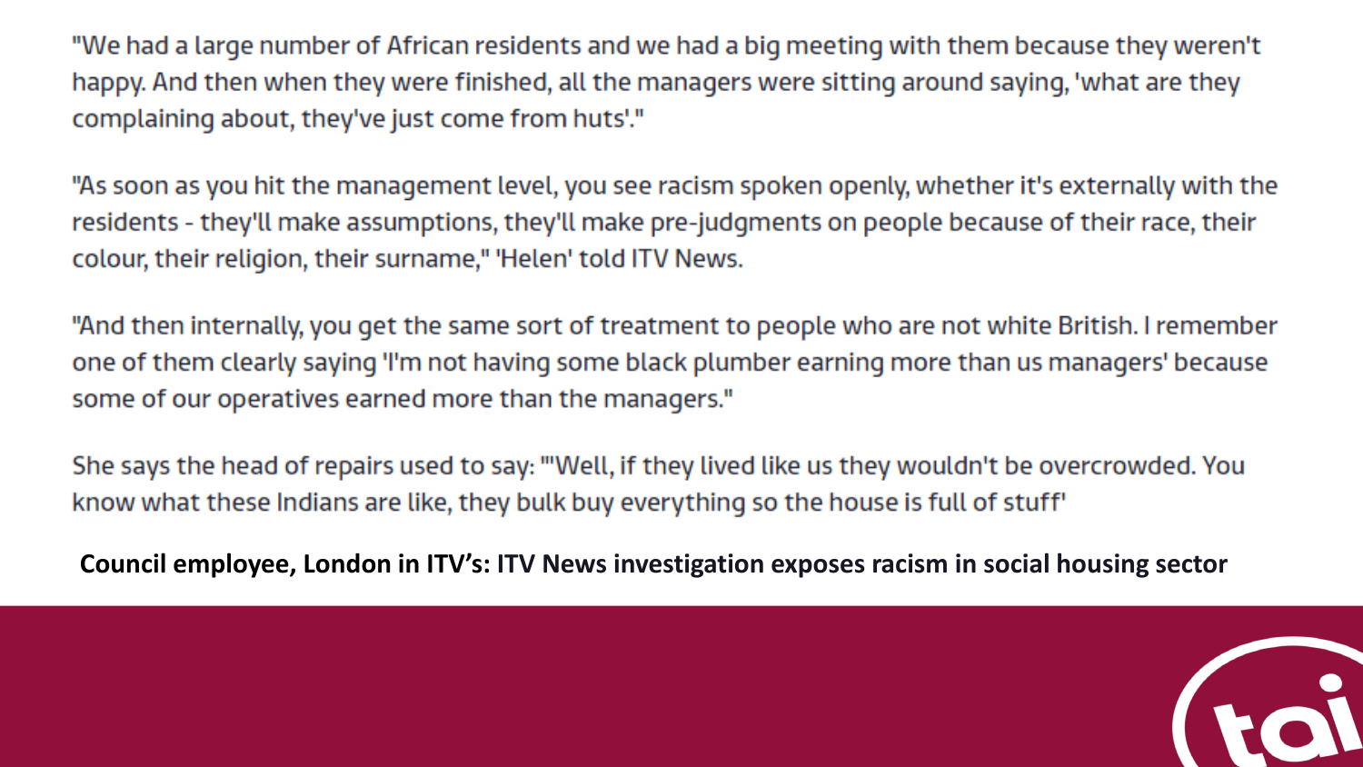"We had a large number of African residents and we had a big meeting with them because they weren't happy. And then when they were finished, all the managers were sitting around saying, 'what are they complaining about, they've just come from huts'."

"As soon as you hit the management level, you see racism spoken openly, whether it's externally with the residents - they'll make assumptions, they'll make pre-judgments on people because of their race, their colour, their religion, their surname," 'Helen' told ITV News.

"And then internally, you get the same sort of treatment to people who are not white British. I remember one of them clearly saying 'I'm not having some black plumber earning more than us managers' because some of our operatives earned more than the managers."

She says the head of repairs used to say: "'Well, if they lived like us they wouldn't be overcrowded. You know what these Indians are like, they bulk buy everything so the house is full of stuff'

**Council employee, London in ITV's: ITV News investigation exposes racism in social housing sector**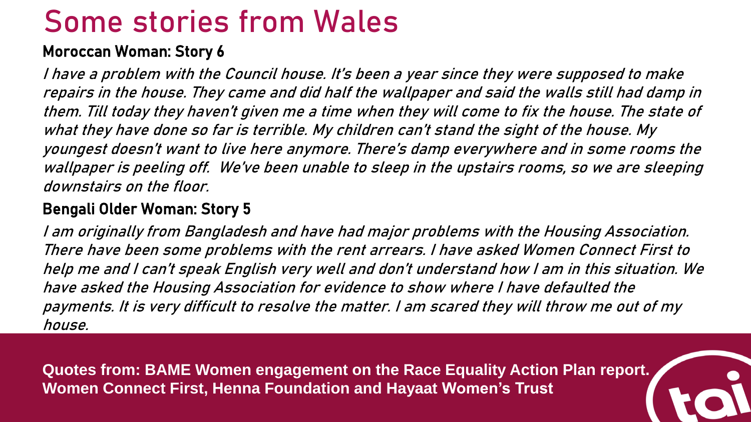# Some stories from Wales

## Moroccan Woman: Story 6

*I have a problem with the Council house. It's been a year since they were supposed to make repairs in the house. They came and did half the wallpaper and said the walls still had damp in them. Till today they haven't given me a time when they will come to fix the house. The state of what they have done so far is terrible. My children can't stand the sight of the house. My youngest doesn't want to live here anymore. There's damp everywhere and in some rooms the wallpaper is peeling off. We've been unable to sleep in the upstairs rooms, so we are sleeping downstairs on the floor.*

## Bengali Older Woman: Story 5

*I am originally from Bangladesh and have had major problems with the Housing Association. There have been some problems with the rent arrears. I have asked Women Connect First to help me and I can't speak English very well and don't understand how I am in this situation. We have asked the Housing Association for evidence to show where I have defaulted the payments. It is very difficult to resolve the matter. I am scared they will throw me out of my house.*

**Quotes from: BAME Women engagement on the Race Equality Action Plan report. Women Connect First, Henna Foundation and Hayaat Women's Trust**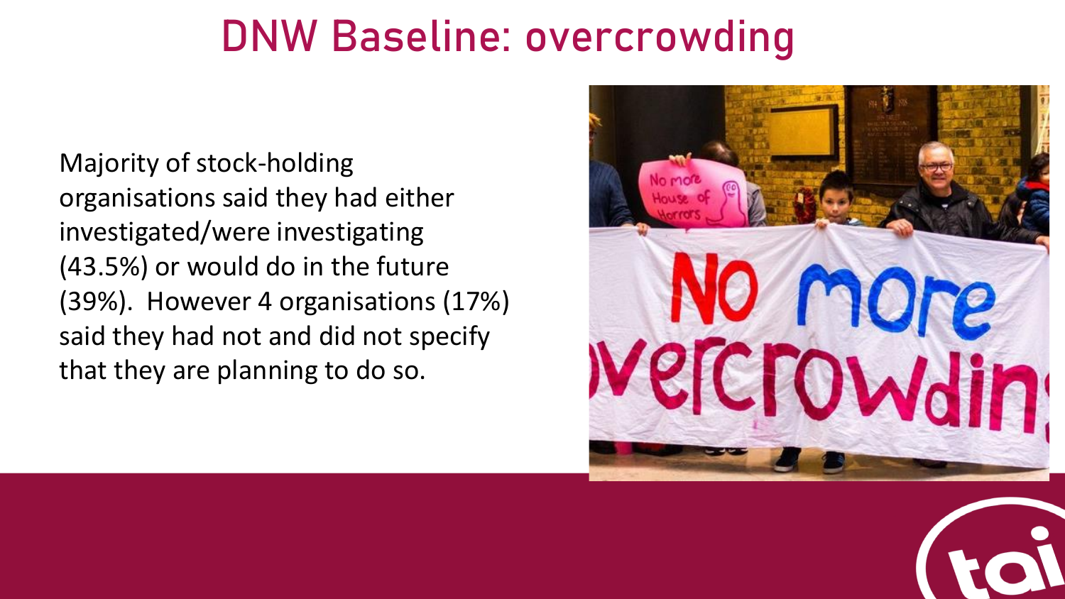# DNW Baseline: overcrowding

Majority of stock-holding organisations said they had either investigated/were investigating (43.5%) or would do in the future (39%). However 4 organisations (17%) said they had not and did not specify that they are planning to do so.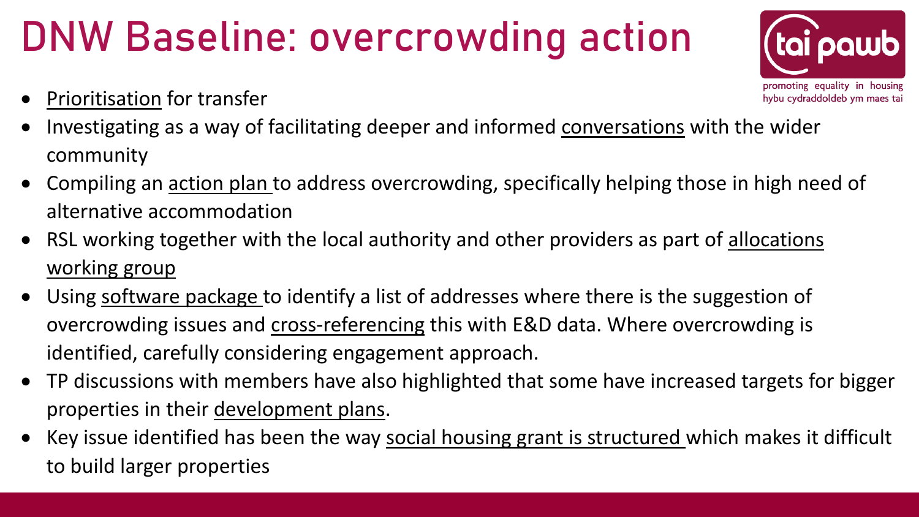# DNW Baseline: overcrowding action

- Prioritisation for transfer
- Investigating as a way of facilitating deeper and informed conversations with the wider community
- Compiling an action plan to address overcrowding, specifically helping those in high need of alternative accommodation
- RSL working together with the local authority and other providers as part of allocations working group
- Using software package to identify a list of addresses where there is the suggestion of overcrowding issues and cross-referencing this with E&D data. Where overcrowding is identified, carefully considering engagement approach.
- TP discussions with members have also highlighted that some have increased targets for bigger properties in their development plans.
- Key issue identified has been the way social housing grant is structured which makes it difficult to build larger properties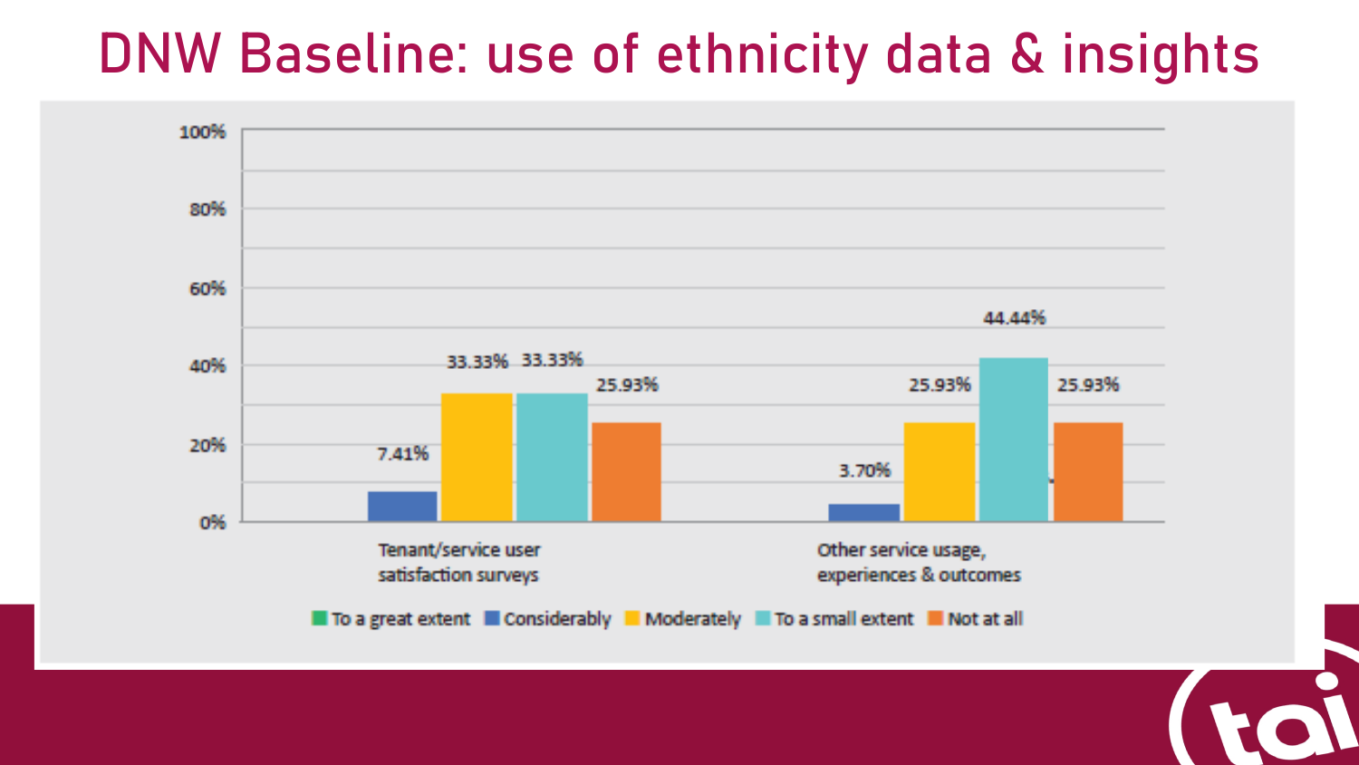# DNW Baseline: use of ethnicity data & insights

| | To a great extent | Considerably | Moderately | To a small extent | Not at all |
|---|---|---|---|---|---|
| Tenant/service user satisfaction surveys | | 7.41% | 33.33% | 33.33% | 25.93% |
| Other service usage, experiences & outcomes | | 3.70% | 25.93% | 44.44% | 25.93% |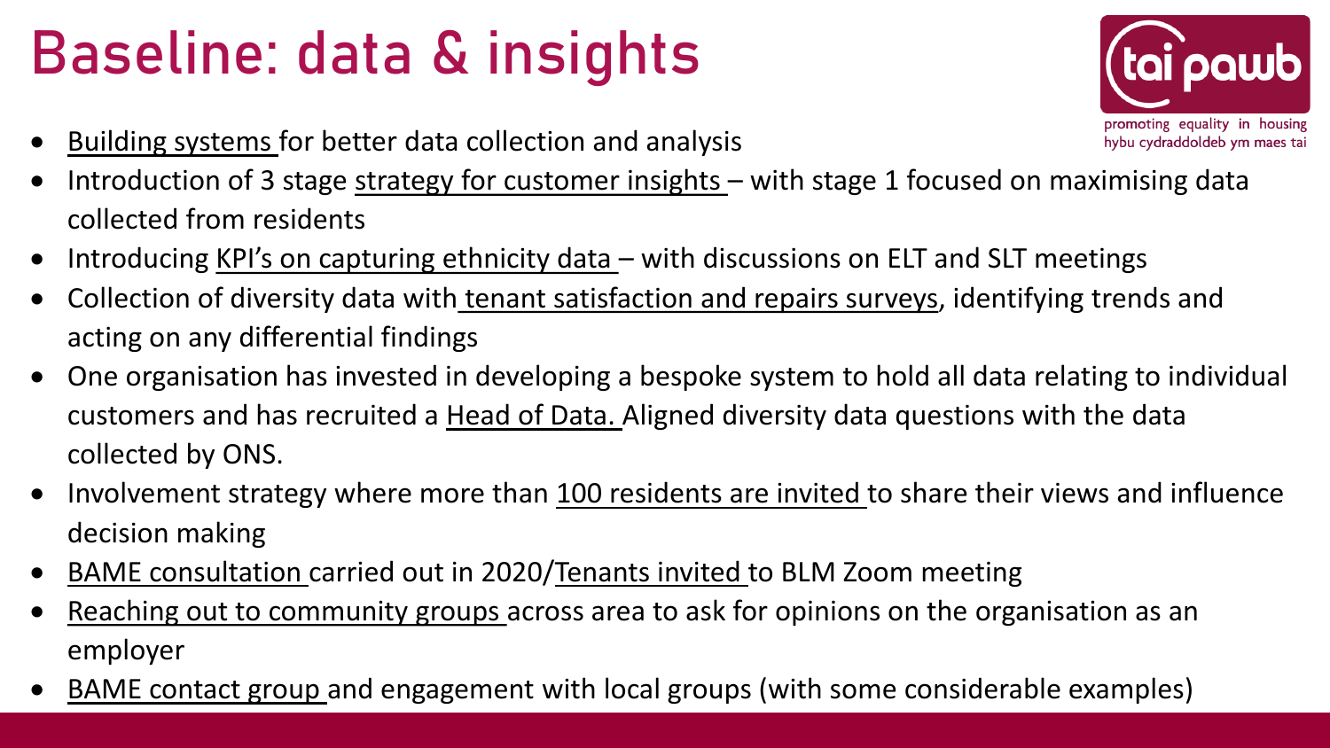# Baseline: data & insights

- Building systems for better data collection and analysis
- Introduction of 3 stage strategy for customer insights – with stage 1 focused on maximising data collected from residents
- Introducing KPI's on capturing ethnicity data – with discussions on ELT and SLT meetings
- Collection of diversity data with tenant satisfaction and repairs surveys, identifying trends and acting on any differential findings
- One organisation has invested in developing a bespoke system to hold all data relating to individual customers and has recruited a Head of Data. Aligned diversity data questions with the data collected by ONS.
- Involvement strategy where more than 100 residents are invited to share their views and influence decision making
- BAME consultation carried out in 2020/Tenants invited to BLM Zoom meeting
- Reaching out to community groups across area to ask for opinions on the organisation as an employer
- BAME contact group and engagement with local groups (with some considerable examples)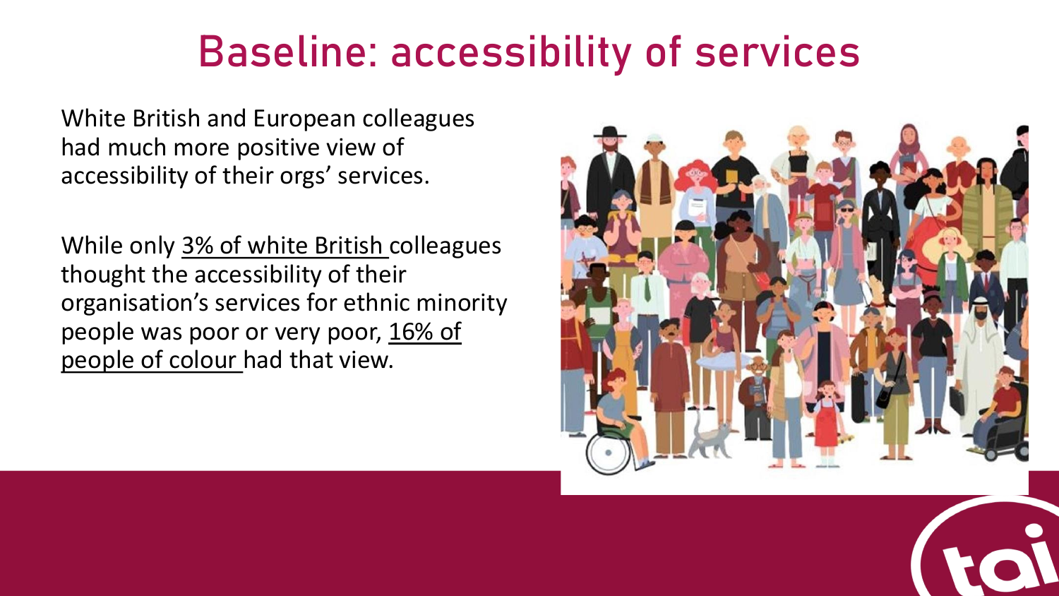# Baseline: accessibility of services

White British and European colleagues had much more positive view of accessibility of their orgs' services.

While only 3% of white British colleagues thought the accessibility of their organisation's services for ethnic minority people was poor or very poor, 16% of people of colour had that view.